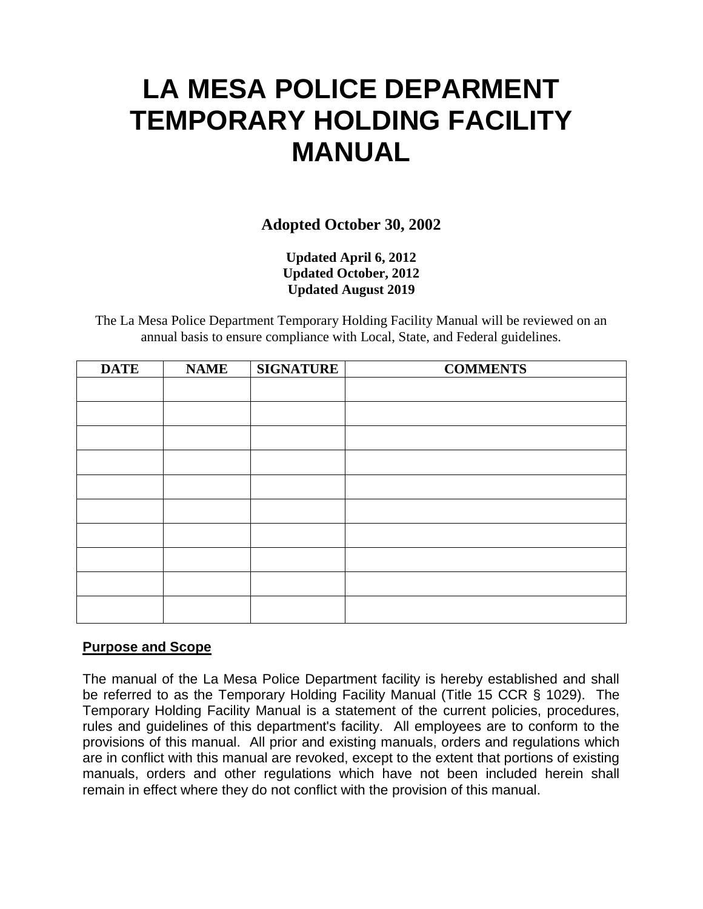# LA MESA POLICE DEPARMENT TEMPORARY HOLDING FACILITY MANUAL

**Adopted October 30, 2002**

**Updated April 6, 2012**
**Updated October, 2012**
**Updated August 2019**

The La Mesa Police Department Temporary Holding Facility Manual will be reviewed on an annual basis to ensure compliance with Local, State, and Federal guidelines.

| DATE | NAME | SIGNATURE | COMMENTS |
|---|---|---|---|
| | | | |
| | | | |
| | | | |
| | | | |
| | | | |
| | | | |
| | | | |
| | | | |
| | | | |
| | | | |

## Purpose and Scope

The manual of the La Mesa Police Department facility is hereby established and shall be referred to as the Temporary Holding Facility Manual (Title 15 CCR § 1029). The Temporary Holding Facility Manual is a statement of the current policies, procedures, rules and guidelines of this department's facility. All employees are to conform to the provisions of this manual. All prior and existing manuals, orders and regulations which are in conflict with this manual are revoked, except to the extent that portions of existing manuals, orders and other regulations which have not been included herein shall remain in effect where they do not conflict with the provision of this manual.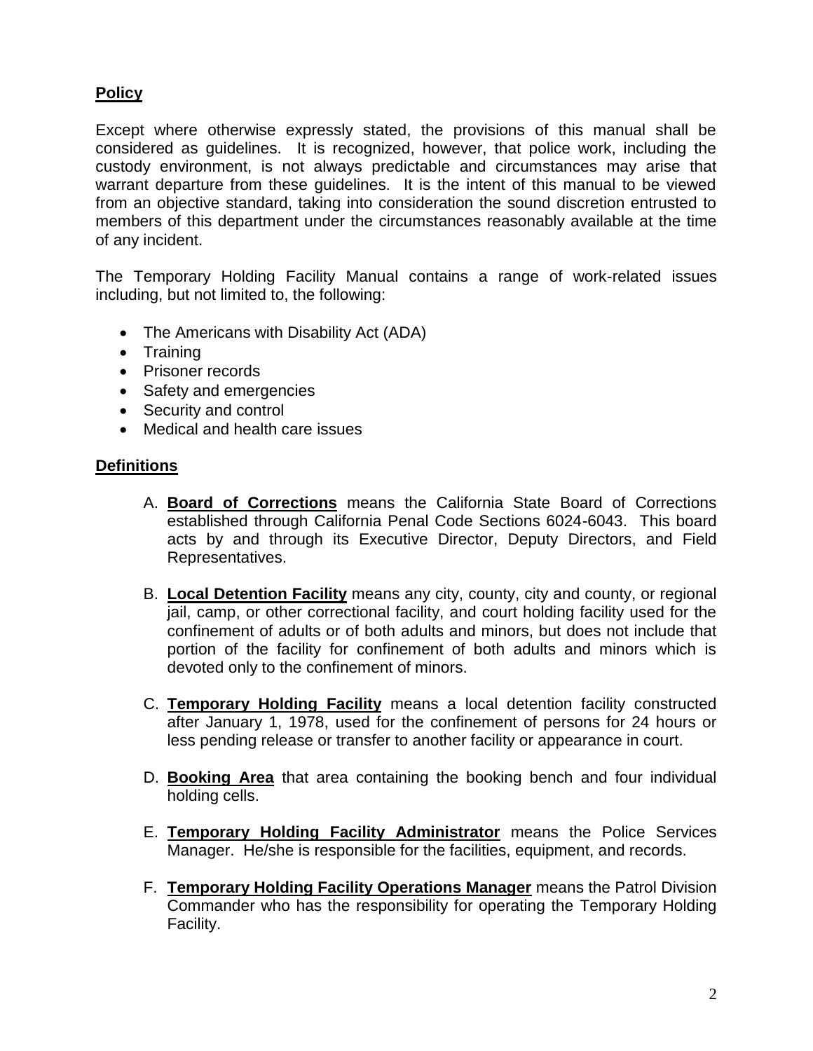## Policy

Except where otherwise expressly stated, the provisions of this manual shall be considered as guidelines. It is recognized, however, that police work, including the custody environment, is not always predictable and circumstances may arise that warrant departure from these guidelines. It is the intent of this manual to be viewed from an objective standard, taking into consideration the sound discretion entrusted to members of this department under the circumstances reasonably available at the time of any incident.

The Temporary Holding Facility Manual contains a range of work-related issues including, but not limited to, the following:

- The Americans with Disability Act (ADA)
- Training
- Prisoner records
- Safety and emergencies
- Security and control
- Medical and health care issues

## Definitions

A. **Board of Corrections** means the California State Board of Corrections established through California Penal Code Sections 6024-6043. This board acts by and through its Executive Director, Deputy Directors, and Field Representatives.

B. **Local Detention Facility** means any city, county, city and county, or regional jail, camp, or other correctional facility, and court holding facility used for the confinement of adults or of both adults and minors, but does not include that portion of the facility for confinement of both adults and minors which is devoted only to the confinement of minors.

C. **Temporary Holding Facility** means a local detention facility constructed after January 1, 1978, used for the confinement of persons for 24 hours or less pending release or transfer to another facility or appearance in court.

D. **Booking Area** that area containing the booking bench and four individual holding cells.

E. **Temporary Holding Facility Administrator** means the Police Services Manager. He/she is responsible for the facilities, equipment, and records.

F. **Temporary Holding Facility Operations Manager** means the Patrol Division Commander who has the responsibility for operating the Temporary Holding Facility.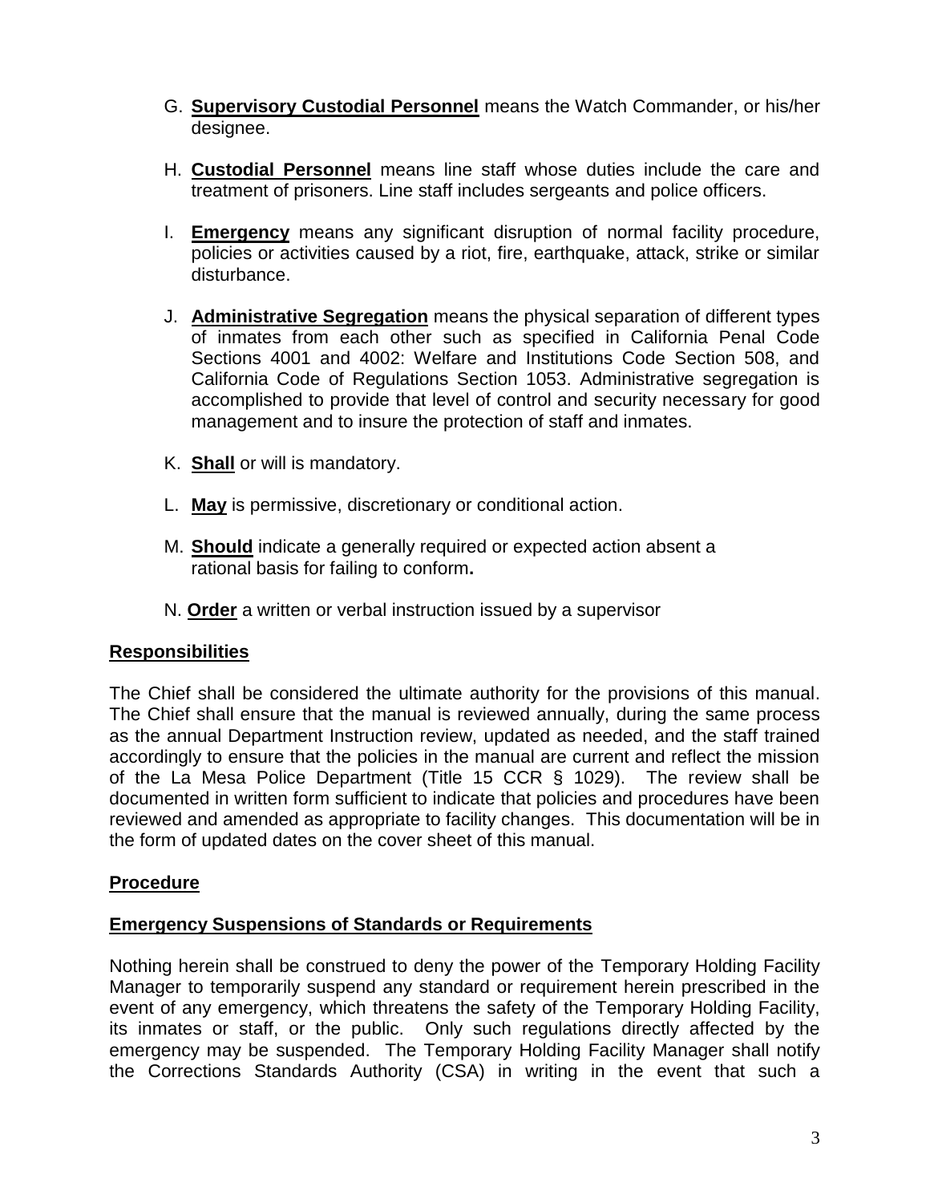G. **Supervisory Custodial Personnel** means the Watch Commander, or his/her designee.

H. **Custodial Personnel** means line staff whose duties include the care and treatment of prisoners. Line staff includes sergeants and police officers.

I. **Emergency** means any significant disruption of normal facility procedure, policies or activities caused by a riot, fire, earthquake, attack, strike or similar disturbance.

J. **Administrative Segregation** means the physical separation of different types of inmates from each other such as specified in California Penal Code Sections 4001 and 4002: Welfare and Institutions Code Section 508, and California Code of Regulations Section 1053. Administrative segregation is accomplished to provide that level of control and security necessary for good management and to insure the protection of staff and inmates.

K. **Shall** or will is mandatory.

L. **May** is permissive, discretionary or conditional action.

M. **Should** indicate a generally required or expected action absent a rational basis for failing to conform**.**

N. **Order** a written or verbal instruction issued by a supervisor

## Responsibilities

The Chief shall be considered the ultimate authority for the provisions of this manual. The Chief shall ensure that the manual is reviewed annually, during the same process as the annual Department Instruction review, updated as needed, and the staff trained accordingly to ensure that the policies in the manual are current and reflect the mission of the La Mesa Police Department (Title 15 CCR § 1029). The review shall be documented in written form sufficient to indicate that policies and procedures have been reviewed and amended as appropriate to facility changes. This documentation will be in the form of updated dates on the cover sheet of this manual.

## Procedure

### Emergency Suspensions of Standards or Requirements

Nothing herein shall be construed to deny the power of the Temporary Holding Facility Manager to temporarily suspend any standard or requirement herein prescribed in the event of any emergency, which threatens the safety of the Temporary Holding Facility, its inmates or staff, or the public. Only such regulations directly affected by the emergency may be suspended. The Temporary Holding Facility Manager shall notify the Corrections Standards Authority (CSA) in writing in the event that such a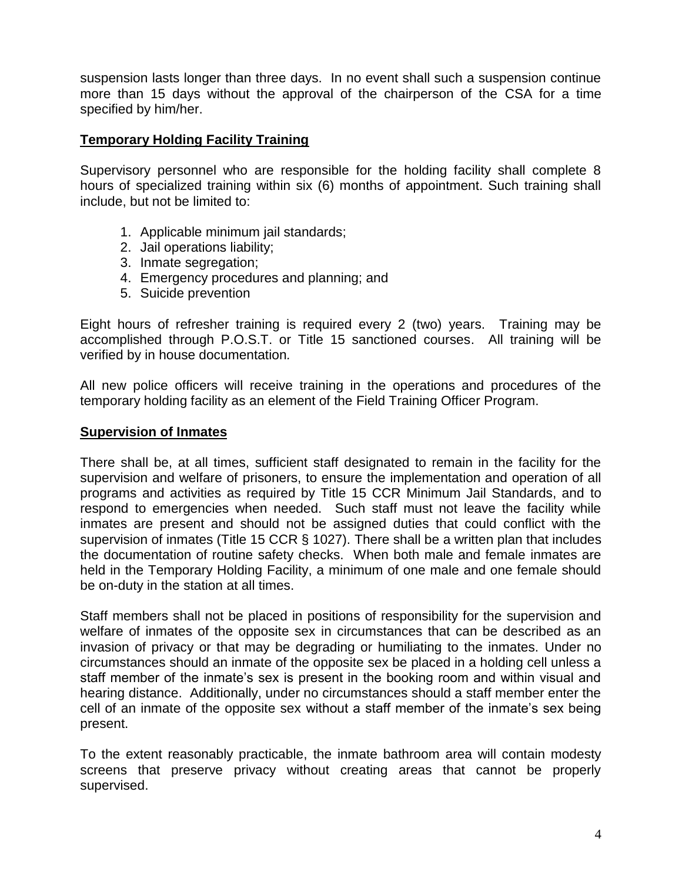suspension lasts longer than three days. In no event shall such a suspension continue more than 15 days without the approval of the chairperson of the CSA for a time specified by him/her.

## Temporary Holding Facility Training

Supervisory personnel who are responsible for the holding facility shall complete 8 hours of specialized training within six (6) months of appointment. Such training shall include, but not be limited to:

1. Applicable minimum jail standards;
2. Jail operations liability;
3. Inmate segregation;
4. Emergency procedures and planning; and
5. Suicide prevention

Eight hours of refresher training is required every 2 (two) years. Training may be accomplished through P.O.S.T. or Title 15 sanctioned courses. All training will be verified by in house documentation.

All new police officers will receive training in the operations and procedures of the temporary holding facility as an element of the Field Training Officer Program.

## Supervision of Inmates

There shall be, at all times, sufficient staff designated to remain in the facility for the supervision and welfare of prisoners, to ensure the implementation and operation of all programs and activities as required by Title 15 CCR Minimum Jail Standards, and to respond to emergencies when needed. Such staff must not leave the facility while inmates are present and should not be assigned duties that could conflict with the supervision of inmates (Title 15 CCR § 1027). There shall be a written plan that includes the documentation of routine safety checks. When both male and female inmates are held in the Temporary Holding Facility, a minimum of one male and one female should be on-duty in the station at all times.

Staff members shall not be placed in positions of responsibility for the supervision and welfare of inmates of the opposite sex in circumstances that can be described as an invasion of privacy or that may be degrading or humiliating to the inmates. Under no circumstances should an inmate of the opposite sex be placed in a holding cell unless a staff member of the inmate's sex is present in the booking room and within visual and hearing distance. Additionally, under no circumstances should a staff member enter the cell of an inmate of the opposite sex without a staff member of the inmate's sex being present.

To the extent reasonably practicable, the inmate bathroom area will contain modesty screens that preserve privacy without creating areas that cannot be properly supervised.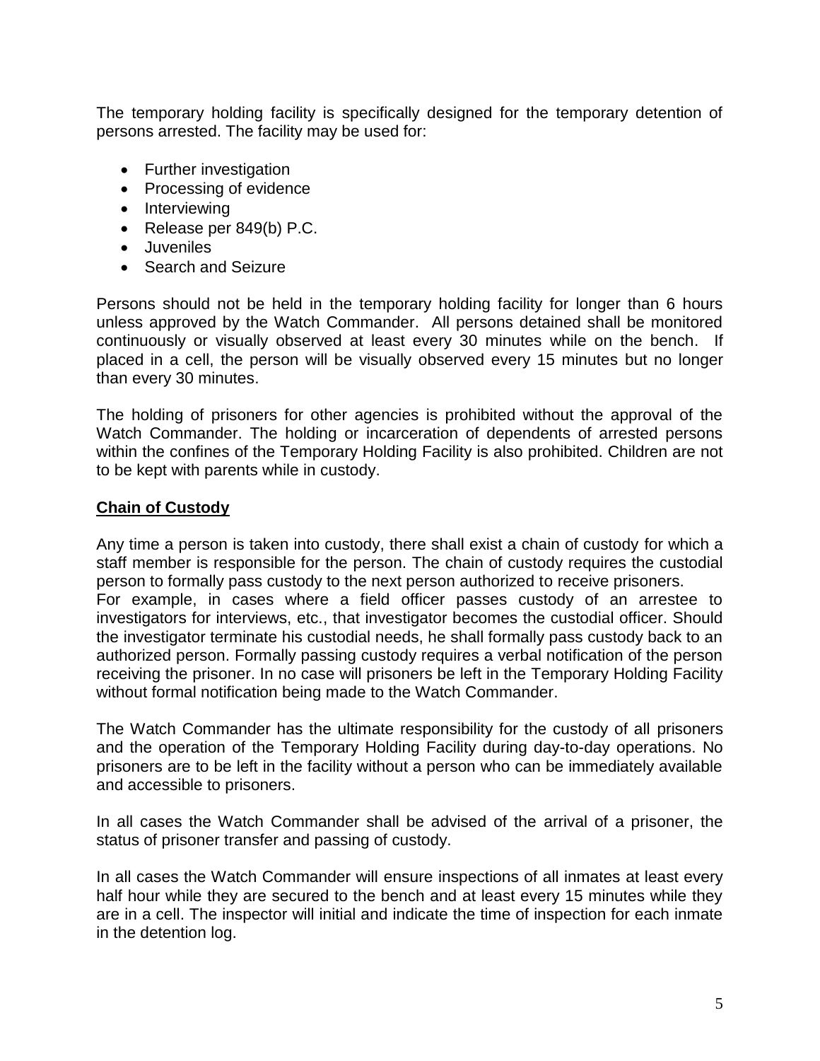The temporary holding facility is specifically designed for the temporary detention of persons arrested. The facility may be used for:

- Further investigation
- Processing of evidence
- Interviewing
- Release per 849(b) P.C.
- Juveniles
- Search and Seizure

Persons should not be held in the temporary holding facility for longer than 6 hours unless approved by the Watch Commander. All persons detained shall be monitored continuously or visually observed at least every 30 minutes while on the bench. If placed in a cell, the person will be visually observed every 15 minutes but no longer than every 30 minutes.

The holding of prisoners for other agencies is prohibited without the approval of the Watch Commander. The holding or incarceration of dependents of arrested persons within the confines of the Temporary Holding Facility is also prohibited. Children are not to be kept with parents while in custody.

**Chain of Custody**

Any time a person is taken into custody, there shall exist a chain of custody for which a staff member is responsible for the person. The chain of custody requires the custodial person to formally pass custody to the next person authorized to receive prisoners. For example, in cases where a field officer passes custody of an arrestee to investigators for interviews, etc., that investigator becomes the custodial officer. Should the investigator terminate his custodial needs, he shall formally pass custody back to an authorized person. Formally passing custody requires a verbal notification of the person receiving the prisoner. In no case will prisoners be left in the Temporary Holding Facility without formal notification being made to the Watch Commander.

The Watch Commander has the ultimate responsibility for the custody of all prisoners and the operation of the Temporary Holding Facility during day-to-day operations. No prisoners are to be left in the facility without a person who can be immediately available and accessible to prisoners.

In all cases the Watch Commander shall be advised of the arrival of a prisoner, the status of prisoner transfer and passing of custody.

In all cases the Watch Commander will ensure inspections of all inmates at least every half hour while they are secured to the bench and at least every 15 minutes while they are in a cell. The inspector will initial and indicate the time of inspection for each inmate in the detention log.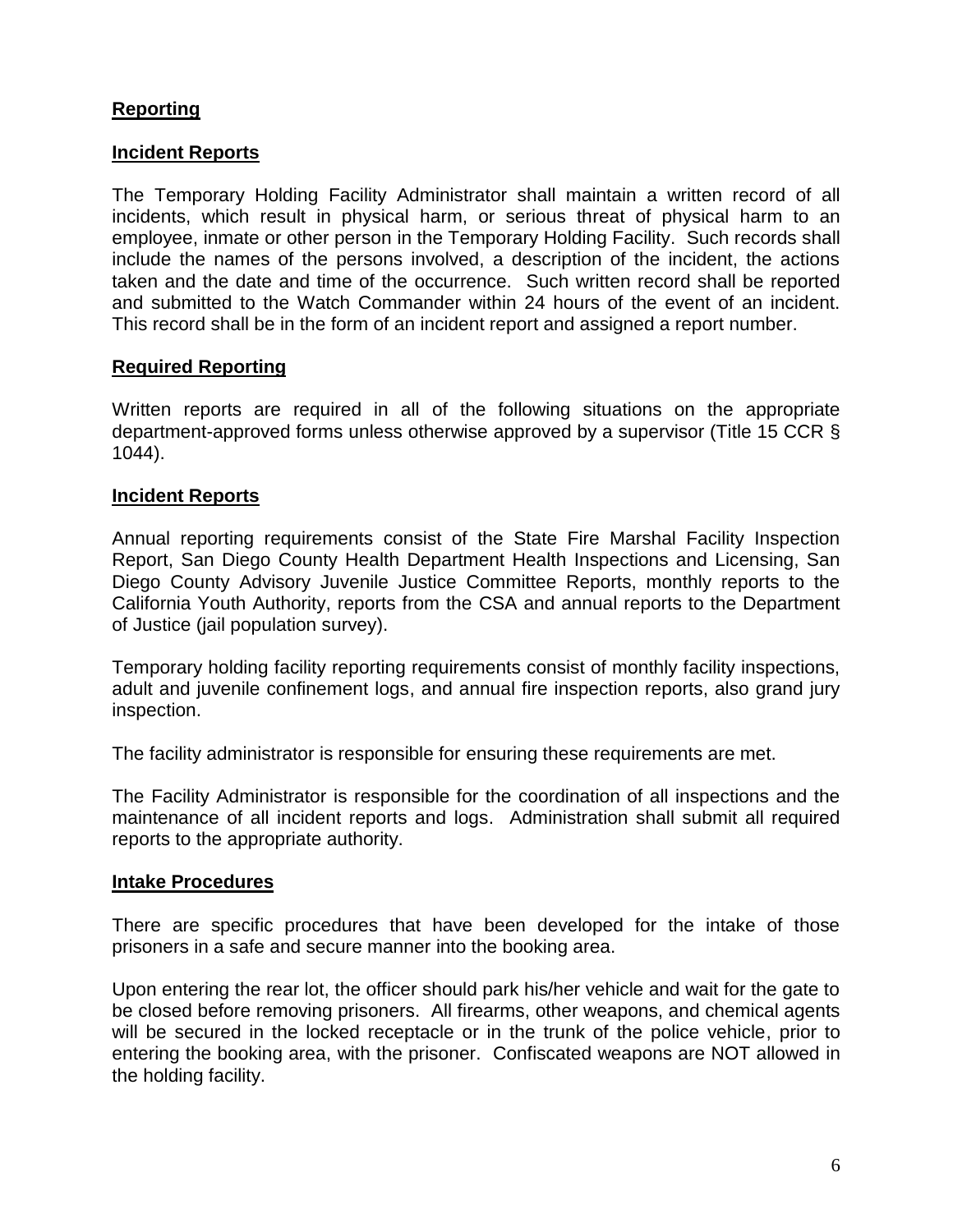## **Reporting**

### **Incident Reports**

The Temporary Holding Facility Administrator shall maintain a written record of all incidents, which result in physical harm, or serious threat of physical harm to an employee, inmate or other person in the Temporary Holding Facility. Such records shall include the names of the persons involved, a description of the incident, the actions taken and the date and time of the occurrence. Such written record shall be reported and submitted to the Watch Commander within 24 hours of the event of an incident. This record shall be in the form of an incident report and assigned a report number.

### **Required Reporting**

Written reports are required in all of the following situations on the appropriate department-approved forms unless otherwise approved by a supervisor (Title 15 CCR § 1044).

### **Incident Reports**

Annual reporting requirements consist of the State Fire Marshal Facility Inspection Report, San Diego County Health Department Health Inspections and Licensing, San Diego County Advisory Juvenile Justice Committee Reports, monthly reports to the California Youth Authority, reports from the CSA and annual reports to the Department of Justice (jail population survey).

Temporary holding facility reporting requirements consist of monthly facility inspections, adult and juvenile confinement logs, and annual fire inspection reports, also grand jury inspection.

The facility administrator is responsible for ensuring these requirements are met.

The Facility Administrator is responsible for the coordination of all inspections and the maintenance of all incident reports and logs. Administration shall submit all required reports to the appropriate authority.

### **Intake Procedures**

There are specific procedures that have been developed for the intake of those prisoners in a safe and secure manner into the booking area.

Upon entering the rear lot, the officer should park his/her vehicle and wait for the gate to be closed before removing prisoners. All firearms, other weapons, and chemical agents will be secured in the locked receptacle or in the trunk of the police vehicle, prior to entering the booking area, with the prisoner. Confiscated weapons are NOT allowed in the holding facility.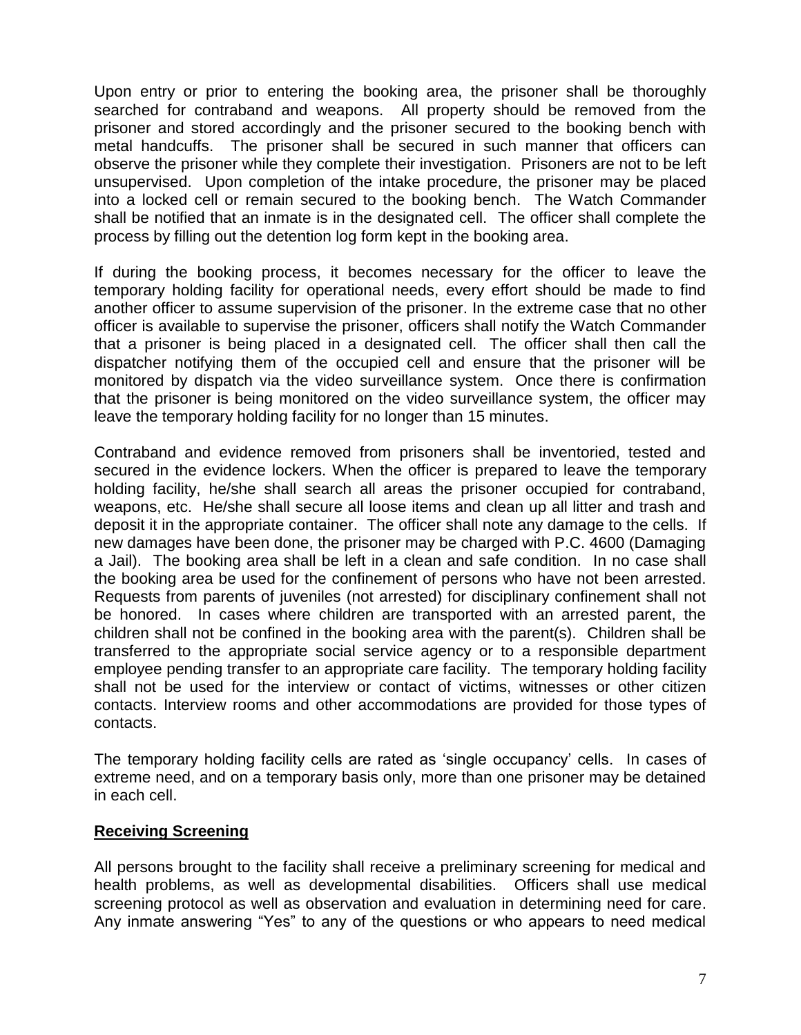Upon entry or prior to entering the booking area, the prisoner shall be thoroughly searched for contraband and weapons. All property should be removed from the prisoner and stored accordingly and the prisoner secured to the booking bench with metal handcuffs. The prisoner shall be secured in such manner that officers can observe the prisoner while they complete their investigation. Prisoners are not to be left unsupervised. Upon completion of the intake procedure, the prisoner may be placed into a locked cell or remain secured to the booking bench. The Watch Commander shall be notified that an inmate is in the designated cell. The officer shall complete the process by filling out the detention log form kept in the booking area.

If during the booking process, it becomes necessary for the officer to leave the temporary holding facility for operational needs, every effort should be made to find another officer to assume supervision of the prisoner. In the extreme case that no other officer is available to supervise the prisoner, officers shall notify the Watch Commander that a prisoner is being placed in a designated cell. The officer shall then call the dispatcher notifying them of the occupied cell and ensure that the prisoner will be monitored by dispatch via the video surveillance system. Once there is confirmation that the prisoner is being monitored on the video surveillance system, the officer may leave the temporary holding facility for no longer than 15 minutes.

Contraband and evidence removed from prisoners shall be inventoried, tested and secured in the evidence lockers. When the officer is prepared to leave the temporary holding facility, he/she shall search all areas the prisoner occupied for contraband, weapons, etc. He/she shall secure all loose items and clean up all litter and trash and deposit it in the appropriate container. The officer shall note any damage to the cells. If new damages have been done, the prisoner may be charged with P.C. 4600 (Damaging a Jail). The booking area shall be left in a clean and safe condition. In no case shall the booking area be used for the confinement of persons who have not been arrested. Requests from parents of juveniles (not arrested) for disciplinary confinement shall not be honored. In cases where children are transported with an arrested parent, the children shall not be confined in the booking area with the parent(s). Children shall be transferred to the appropriate social service agency or to a responsible department employee pending transfer to an appropriate care facility. The temporary holding facility shall not be used for the interview or contact of victims, witnesses or other citizen contacts. Interview rooms and other accommodations are provided for those types of contacts.

The temporary holding facility cells are rated as 'single occupancy' cells. In cases of extreme need, and on a temporary basis only, more than one prisoner may be detained in each cell.

**Receiving Screening**

All persons brought to the facility shall receive a preliminary screening for medical and health problems, as well as developmental disabilities. Officers shall use medical screening protocol as well as observation and evaluation in determining need for care. Any inmate answering "Yes" to any of the questions or who appears to need medical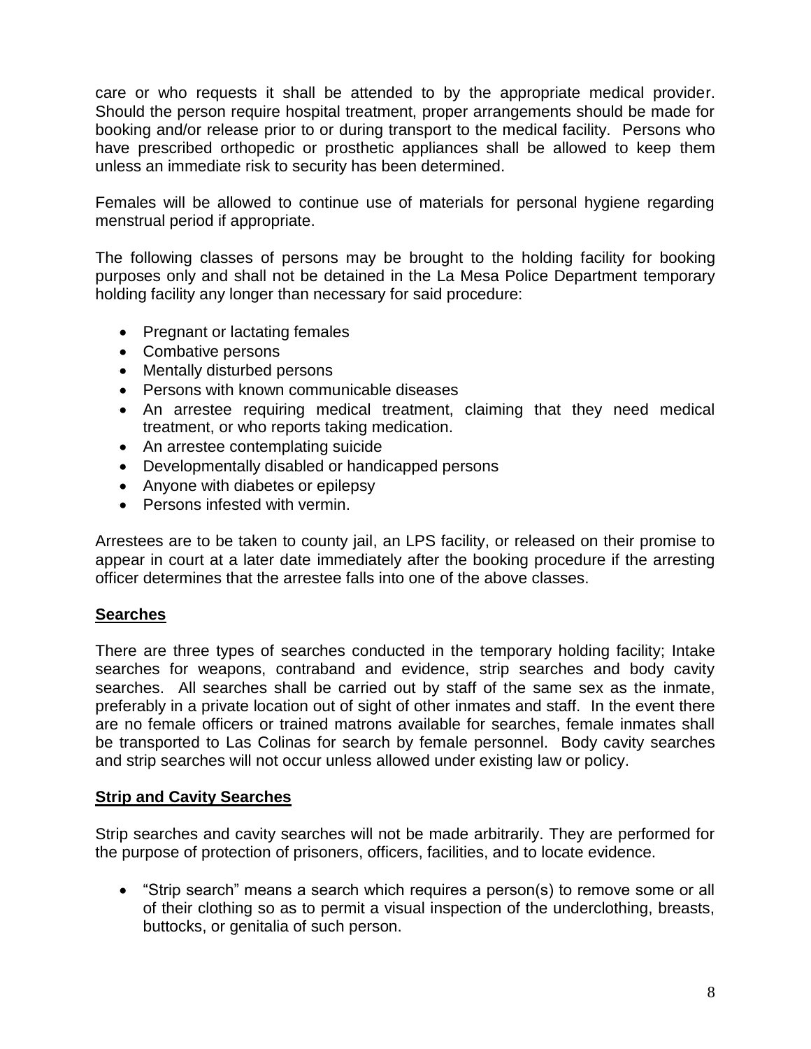care or who requests it shall be attended to by the appropriate medical provider. Should the person require hospital treatment, proper arrangements should be made for booking and/or release prior to or during transport to the medical facility. Persons who have prescribed orthopedic or prosthetic appliances shall be allowed to keep them unless an immediate risk to security has been determined.

Females will be allowed to continue use of materials for personal hygiene regarding menstrual period if appropriate.

The following classes of persons may be brought to the holding facility for booking purposes only and shall not be detained in the La Mesa Police Department temporary holding facility any longer than necessary for said procedure:

- Pregnant or lactating females
- Combative persons
- Mentally disturbed persons
- Persons with known communicable diseases
- An arrestee requiring medical treatment, claiming that they need medical treatment, or who reports taking medication.
- An arrestee contemplating suicide
- Developmentally disabled or handicapped persons
- Anyone with diabetes or epilepsy
- Persons infested with vermin.

Arrestees are to be taken to county jail, an LPS facility, or released on their promise to appear in court at a later date immediately after the booking procedure if the arresting officer determines that the arrestee falls into one of the above classes.

## Searches

There are three types of searches conducted in the temporary holding facility; Intake searches for weapons, contraband and evidence, strip searches and body cavity searches. All searches shall be carried out by staff of the same sex as the inmate, preferably in a private location out of sight of other inmates and staff. In the event there are no female officers or trained matrons available for searches, female inmates shall be transported to Las Colinas for search by female personnel. Body cavity searches and strip searches will not occur unless allowed under existing law or policy.

## Strip and Cavity Searches

Strip searches and cavity searches will not be made arbitrarily. They are performed for the purpose of protection of prisoners, officers, facilities, and to locate evidence.

- "Strip search" means a search which requires a person(s) to remove some or all of their clothing so as to permit a visual inspection of the underclothing, breasts, buttocks, or genitalia of such person.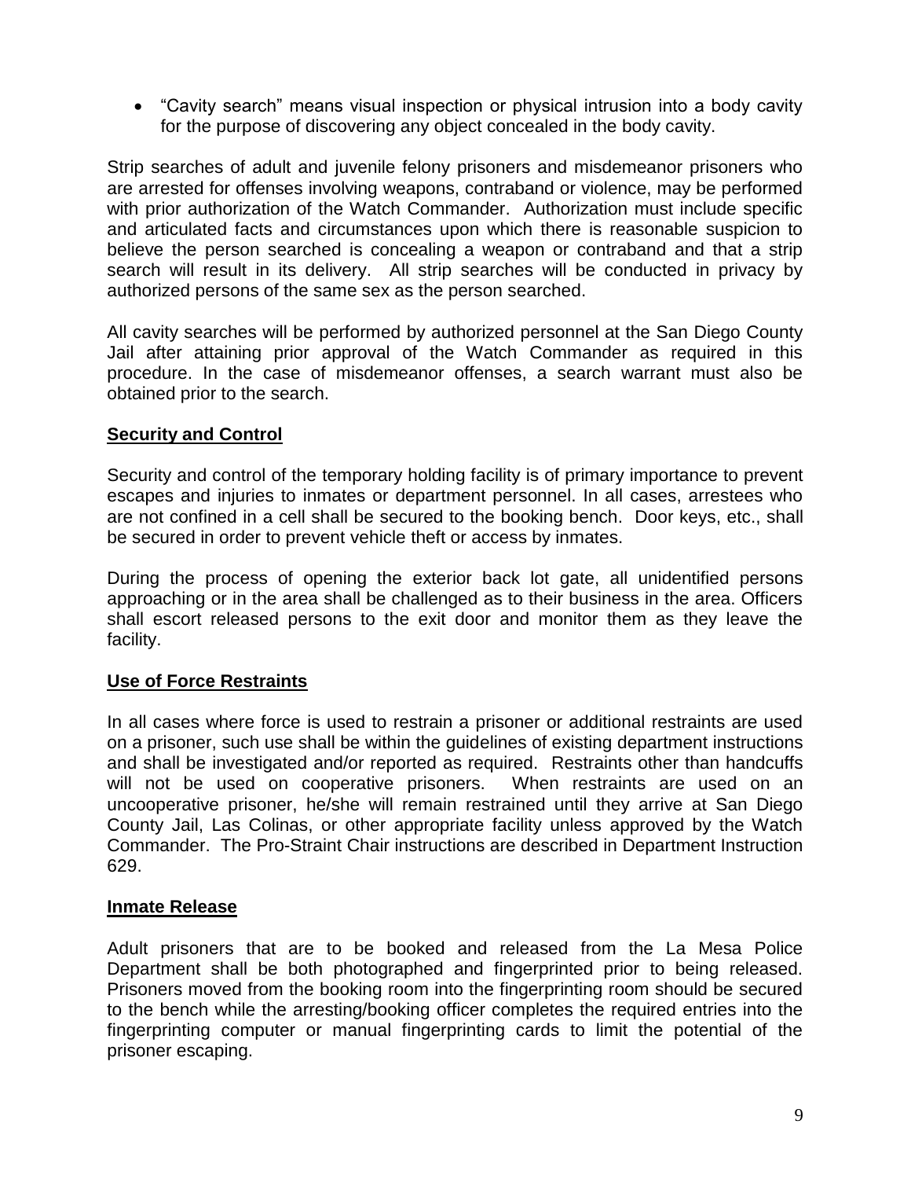- "Cavity search" means visual inspection or physical intrusion into a body cavity for the purpose of discovering any object concealed in the body cavity.

Strip searches of adult and juvenile felony prisoners and misdemeanor prisoners who are arrested for offenses involving weapons, contraband or violence, may be performed with prior authorization of the Watch Commander. Authorization must include specific and articulated facts and circumstances upon which there is reasonable suspicion to believe the person searched is concealing a weapon or contraband and that a strip search will result in its delivery. All strip searches will be conducted in privacy by authorized persons of the same sex as the person searched.

All cavity searches will be performed by authorized personnel at the San Diego County Jail after attaining prior approval of the Watch Commander as required in this procedure. In the case of misdemeanor offenses, a search warrant must also be obtained prior to the search.

**Security and Control**

Security and control of the temporary holding facility is of primary importance to prevent escapes and injuries to inmates or department personnel. In all cases, arrestees who are not confined in a cell shall be secured to the booking bench. Door keys, etc., shall be secured in order to prevent vehicle theft or access by inmates.

During the process of opening the exterior back lot gate, all unidentified persons approaching or in the area shall be challenged as to their business in the area. Officers shall escort released persons to the exit door and monitor them as they leave the facility.

**Use of Force Restraints**

In all cases where force is used to restrain a prisoner or additional restraints are used on a prisoner, such use shall be within the guidelines of existing department instructions and shall be investigated and/or reported as required. Restraints other than handcuffs will not be used on cooperative prisoners. When restraints are used on an uncooperative prisoner, he/she will remain restrained until they arrive at San Diego County Jail, Las Colinas, or other appropriate facility unless approved by the Watch Commander. The Pro-Straint Chair instructions are described in Department Instruction 629.

**Inmate Release**

Adult prisoners that are to be booked and released from the La Mesa Police Department shall be both photographed and fingerprinted prior to being released. Prisoners moved from the booking room into the fingerprinting room should be secured to the bench while the arresting/booking officer completes the required entries into the fingerprinting computer or manual fingerprinting cards to limit the potential of the prisoner escaping.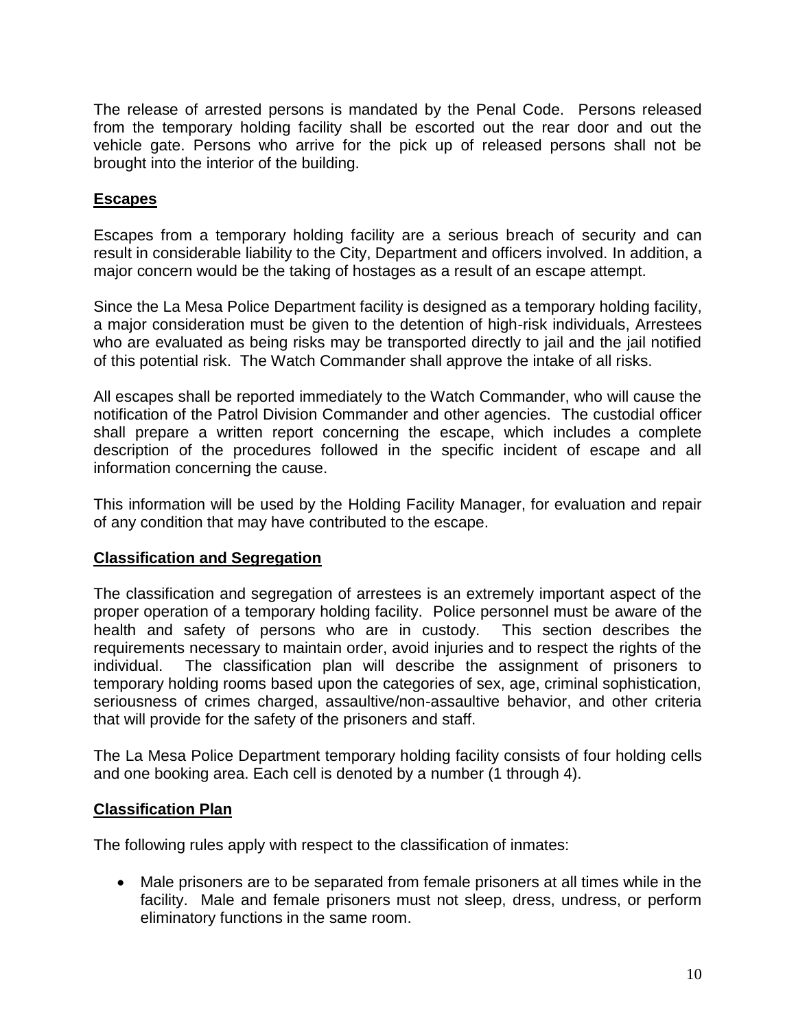The release of arrested persons is mandated by the Penal Code. Persons released from the temporary holding facility shall be escorted out the rear door and out the vehicle gate. Persons who arrive for the pick up of released persons shall not be brought into the interior of the building.

## **Escapes**

Escapes from a temporary holding facility are a serious breach of security and can result in considerable liability to the City, Department and officers involved. In addition, a major concern would be the taking of hostages as a result of an escape attempt.

Since the La Mesa Police Department facility is designed as a temporary holding facility, a major consideration must be given to the detention of high-risk individuals, Arrestees who are evaluated as being risks may be transported directly to jail and the jail notified of this potential risk. The Watch Commander shall approve the intake of all risks.

All escapes shall be reported immediately to the Watch Commander, who will cause the notification of the Patrol Division Commander and other agencies. The custodial officer shall prepare a written report concerning the escape, which includes a complete description of the procedures followed in the specific incident of escape and all information concerning the cause.

This information will be used by the Holding Facility Manager, for evaluation and repair of any condition that may have contributed to the escape.

## **Classification and Segregation**

The classification and segregation of arrestees is an extremely important aspect of the proper operation of a temporary holding facility. Police personnel must be aware of the health and safety of persons who are in custody. This section describes the requirements necessary to maintain order, avoid injuries and to respect the rights of the individual. The classification plan will describe the assignment of prisoners to temporary holding rooms based upon the categories of sex, age, criminal sophistication, seriousness of crimes charged, assaultive/non-assaultive behavior, and other criteria that will provide for the safety of the prisoners and staff.

The La Mesa Police Department temporary holding facility consists of four holding cells and one booking area. Each cell is denoted by a number (1 through 4).

## **Classification Plan**

The following rules apply with respect to the classification of inmates:

- Male prisoners are to be separated from female prisoners at all times while in the facility. Male and female prisoners must not sleep, dress, undress, or perform eliminatory functions in the same room.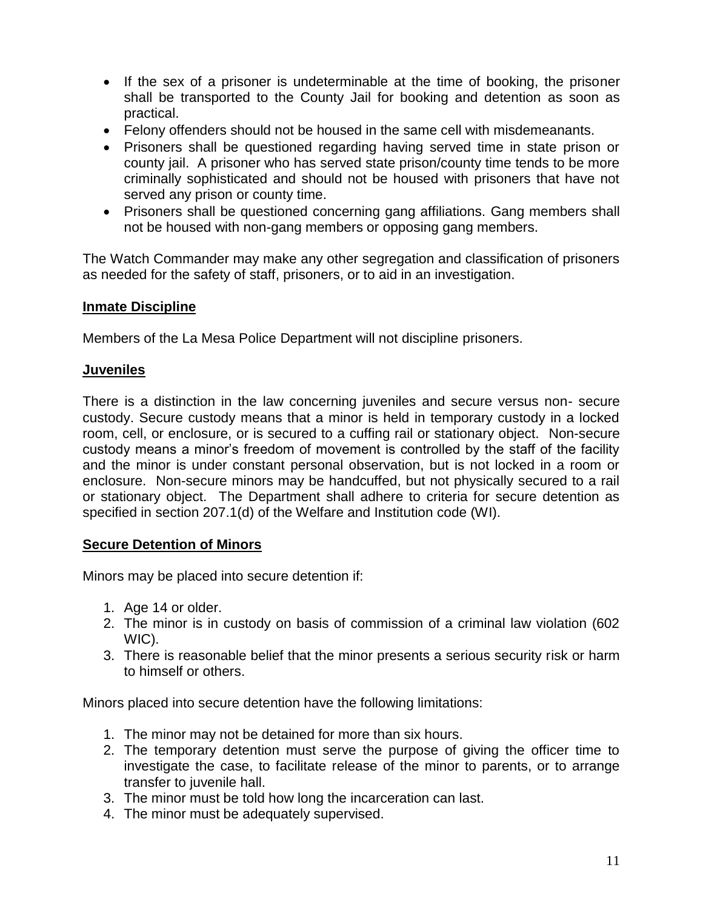- If the sex of a prisoner is undeterminable at the time of booking, the prisoner shall be transported to the County Jail for booking and detention as soon as practical.
- Felony offenders should not be housed in the same cell with misdemeanants.
- Prisoners shall be questioned regarding having served time in state prison or county jail. A prisoner who has served state prison/county time tends to be more criminally sophisticated and should not be housed with prisoners that have not served any prison or county time.
- Prisoners shall be questioned concerning gang affiliations. Gang members shall not be housed with non-gang members or opposing gang members.

The Watch Commander may make any other segregation and classification of prisoners as needed for the safety of staff, prisoners, or to aid in an investigation.

**Inmate Discipline**

Members of the La Mesa Police Department will not discipline prisoners.

**Juveniles**

There is a distinction in the law concerning juveniles and secure versus non- secure custody. Secure custody means that a minor is held in temporary custody in a locked room, cell, or enclosure, or is secured to a cuffing rail or stationary object. Non-secure custody means a minor's freedom of movement is controlled by the staff of the facility and the minor is under constant personal observation, but is not locked in a room or enclosure. Non-secure minors may be handcuffed, but not physically secured to a rail or stationary object. The Department shall adhere to criteria for secure detention as specified in section 207.1(d) of the Welfare and Institution code (WI).

**Secure Detention of Minors**

Minors may be placed into secure detention if:

1. Age 14 or older.
2. The minor is in custody on basis of commission of a criminal law violation (602 WIC).
3. There is reasonable belief that the minor presents a serious security risk or harm to himself or others.

Minors placed into secure detention have the following limitations:

1. The minor may not be detained for more than six hours.
2. The temporary detention must serve the purpose of giving the officer time to investigate the case, to facilitate release of the minor to parents, or to arrange transfer to juvenile hall.
3. The minor must be told how long the incarceration can last.
4. The minor must be adequately supervised.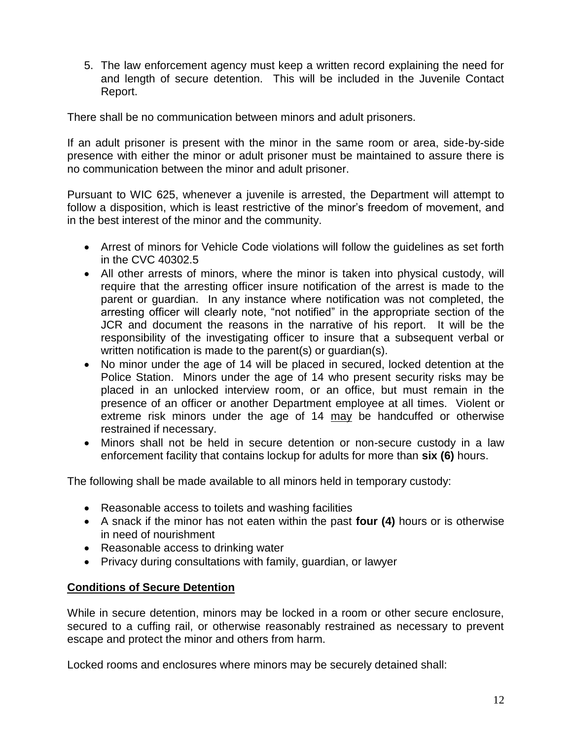5. The law enforcement agency must keep a written record explaining the need for and length of secure detention. This will be included in the Juvenile Contact Report.

There shall be no communication between minors and adult prisoners.

If an adult prisoner is present with the minor in the same room or area, side-by-side presence with either the minor or adult prisoner must be maintained to assure there is no communication between the minor and adult prisoner.

Pursuant to WIC 625, whenever a juvenile is arrested, the Department will attempt to follow a disposition, which is least restrictive of the minor's freedom of movement, and in the best interest of the minor and the community.

- Arrest of minors for Vehicle Code violations will follow the guidelines as set forth in the CVC 40302.5
- All other arrests of minors, where the minor is taken into physical custody, will require that the arresting officer insure notification of the arrest is made to the parent or guardian. In any instance where notification was not completed, the arresting officer will clearly note, "not notified" in the appropriate section of the JCR and document the reasons in the narrative of his report. It will be the responsibility of the investigating officer to insure that a subsequent verbal or written notification is made to the parent(s) or guardian(s).
- No minor under the age of 14 will be placed in secured, locked detention at the Police Station. Minors under the age of 14 who present security risks may be placed in an unlocked interview room, or an office, but must remain in the presence of an officer or another Department employee at all times. Violent or extreme risk minors under the age of 14 <u>may</u> be handcuffed or otherwise restrained if necessary.
- Minors shall not be held in secure detention or non-secure custody in a law enforcement facility that contains lockup for adults for more than **six (6)** hours.

The following shall be made available to all minors held in temporary custody:

- Reasonable access to toilets and washing facilities
- A snack if the minor has not eaten within the past **four (4)** hours or is otherwise in need of nourishment
- Reasonable access to drinking water
- Privacy during consultations with family, guardian, or lawyer

**<u>Conditions of Secure Detention</u>**

While in secure detention, minors may be locked in a room or other secure enclosure, secured to a cuffing rail, or otherwise reasonably restrained as necessary to prevent escape and protect the minor and others from harm.

Locked rooms and enclosures where minors may be securely detained shall: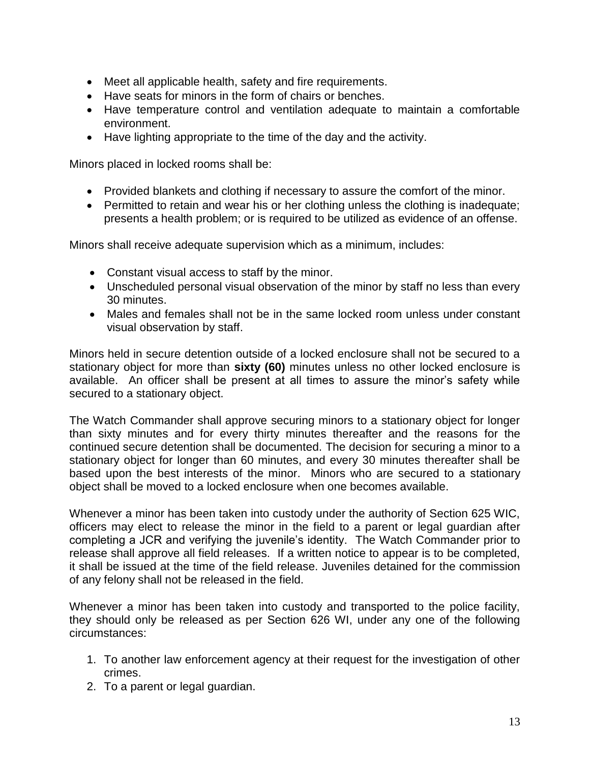- Meet all applicable health, safety and fire requirements.
- Have seats for minors in the form of chairs or benches.
- Have temperature control and ventilation adequate to maintain a comfortable environment.
- Have lighting appropriate to the time of the day and the activity.

Minors placed in locked rooms shall be:

- Provided blankets and clothing if necessary to assure the comfort of the minor.
- Permitted to retain and wear his or her clothing unless the clothing is inadequate; presents a health problem; or is required to be utilized as evidence of an offense.

Minors shall receive adequate supervision which as a minimum, includes:

- Constant visual access to staff by the minor.
- Unscheduled personal visual observation of the minor by staff no less than every 30 minutes.
- Males and females shall not be in the same locked room unless under constant visual observation by staff.

Minors held in secure detention outside of a locked enclosure shall not be secured to a stationary object for more than **sixty (60)** minutes unless no other locked enclosure is available. An officer shall be present at all times to assure the minor's safety while secured to a stationary object.

The Watch Commander shall approve securing minors to a stationary object for longer than sixty minutes and for every thirty minutes thereafter and the reasons for the continued secure detention shall be documented. The decision for securing a minor to a stationary object for longer than 60 minutes, and every 30 minutes thereafter shall be based upon the best interests of the minor. Minors who are secured to a stationary object shall be moved to a locked enclosure when one becomes available.

Whenever a minor has been taken into custody under the authority of Section 625 WIC, officers may elect to release the minor in the field to a parent or legal guardian after completing a JCR and verifying the juvenile's identity. The Watch Commander prior to release shall approve all field releases. If a written notice to appear is to be completed, it shall be issued at the time of the field release. Juveniles detained for the commission of any felony shall not be released in the field.

Whenever a minor has been taken into custody and transported to the police facility, they should only be released as per Section 626 WI, under any one of the following circumstances:

1. To another law enforcement agency at their request for the investigation of other crimes.
2. To a parent or legal guardian.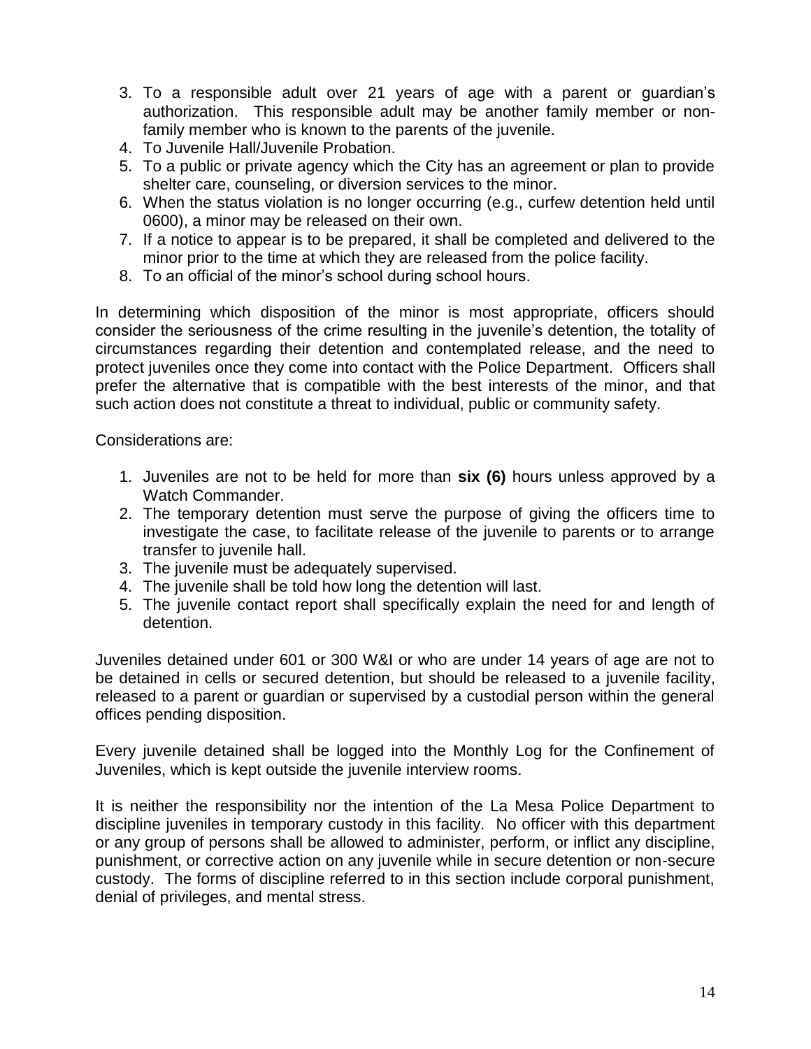3. To a responsible adult over 21 years of age with a parent or guardian's authorization. This responsible adult may be another family member or non-family member who is known to the parents of the juvenile.
4. To Juvenile Hall/Juvenile Probation.
5. To a public or private agency which the City has an agreement or plan to provide shelter care, counseling, or diversion services to the minor.
6. When the status violation is no longer occurring (e.g., curfew detention held until 0600), a minor may be released on their own.
7. If a notice to appear is to be prepared, it shall be completed and delivered to the minor prior to the time at which they are released from the police facility.
8. To an official of the minor's school during school hours.

In determining which disposition of the minor is most appropriate, officers should consider the seriousness of the crime resulting in the juvenile's detention, the totality of circumstances regarding their detention and contemplated release, and the need to protect juveniles once they come into contact with the Police Department. Officers shall prefer the alternative that is compatible with the best interests of the minor, and that such action does not constitute a threat to individual, public or community safety.

Considerations are:

1. Juveniles are not to be held for more than **six (6)** hours unless approved by a Watch Commander.
2. The temporary detention must serve the purpose of giving the officers time to investigate the case, to facilitate release of the juvenile to parents or to arrange transfer to juvenile hall.
3. The juvenile must be adequately supervised.
4. The juvenile shall be told how long the detention will last.
5. The juvenile contact report shall specifically explain the need for and length of detention.

Juveniles detained under 601 or 300 W&I or who are under 14 years of age are not to be detained in cells or secured detention, but should be released to a juvenile facility, released to a parent or guardian or supervised by a custodial person within the general offices pending disposition.

Every juvenile detained shall be logged into the Monthly Log for the Confinement of Juveniles, which is kept outside the juvenile interview rooms.

It is neither the responsibility nor the intention of the La Mesa Police Department to discipline juveniles in temporary custody in this facility. No officer with this department or any group of persons shall be allowed to administer, perform, or inflict any discipline, punishment, or corrective action on any juvenile while in secure detention or non-secure custody. The forms of discipline referred to in this section include corporal punishment, denial of privileges, and mental stress.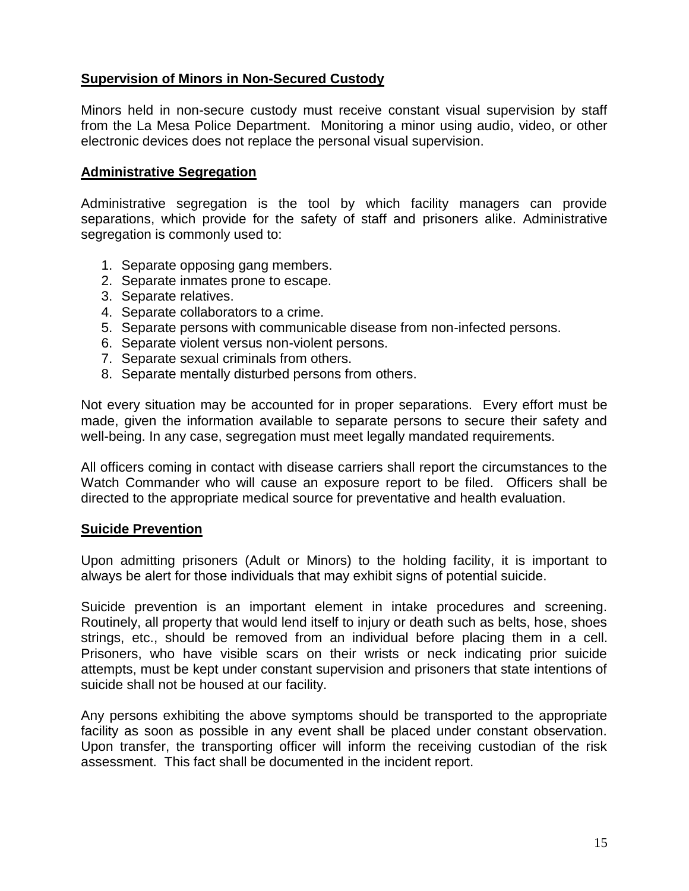## Supervision of Minors in Non-Secured Custody

Minors held in non-secure custody must receive constant visual supervision by staff from the La Mesa Police Department. Monitoring a minor using audio, video, or other electronic devices does not replace the personal visual supervision.

## Administrative Segregation

Administrative segregation is the tool by which facility managers can provide separations, which provide for the safety of staff and prisoners alike. Administrative segregation is commonly used to:

1. Separate opposing gang members.
2. Separate inmates prone to escape.
3. Separate relatives.
4. Separate collaborators to a crime.
5. Separate persons with communicable disease from non-infected persons.
6. Separate violent versus non-violent persons.
7. Separate sexual criminals from others.
8. Separate mentally disturbed persons from others.

Not every situation may be accounted for in proper separations. Every effort must be made, given the information available to separate persons to secure their safety and well-being. In any case, segregation must meet legally mandated requirements.

All officers coming in contact with disease carriers shall report the circumstances to the Watch Commander who will cause an exposure report to be filed. Officers shall be directed to the appropriate medical source for preventative and health evaluation.

## Suicide Prevention

Upon admitting prisoners (Adult or Minors) to the holding facility, it is important to always be alert for those individuals that may exhibit signs of potential suicide.

Suicide prevention is an important element in intake procedures and screening. Routinely, all property that would lend itself to injury or death such as belts, hose, shoes strings, etc., should be removed from an individual before placing them in a cell. Prisoners, who have visible scars on their wrists or neck indicating prior suicide attempts, must be kept under constant supervision and prisoners that state intentions of suicide shall not be housed at our facility.

Any persons exhibiting the above symptoms should be transported to the appropriate facility as soon as possible in any event shall be placed under constant observation. Upon transfer, the transporting officer will inform the receiving custodian of the risk assessment. This fact shall be documented in the incident report.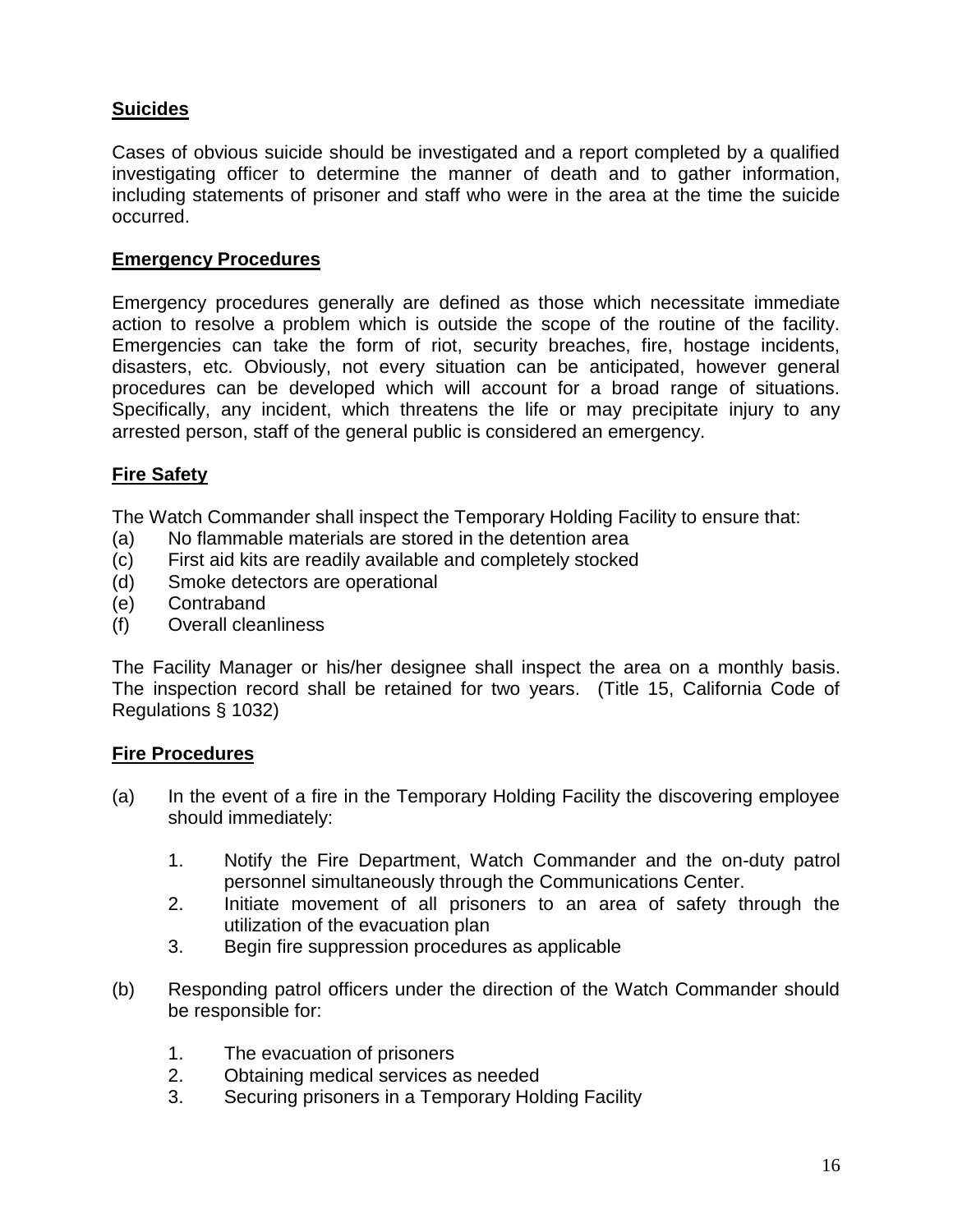**Suicides**

Cases of obvious suicide should be investigated and a report completed by a qualified investigating officer to determine the manner of death and to gather information, including statements of prisoner and staff who were in the area at the time the suicide occurred.

**Emergency Procedures**

Emergency procedures generally are defined as those which necessitate immediate action to resolve a problem which is outside the scope of the routine of the facility. Emergencies can take the form of riot, security breaches, fire, hostage incidents, disasters, etc. Obviously, not every situation can be anticipated, however general procedures can be developed which will account for a broad range of situations. Specifically, any incident, which threatens the life or may precipitate injury to any arrested person, staff of the general public is considered an emergency.

**Fire Safety**

The Watch Commander shall inspect the Temporary Holding Facility to ensure that:

(a) No flammable materials are stored in the detention area
(c) First aid kits are readily available and completely stocked
(d) Smoke detectors are operational
(e) Contraband
(f) Overall cleanliness

The Facility Manager or his/her designee shall inspect the area on a monthly basis. The inspection record shall be retained for two years. (Title 15, California Code of Regulations § 1032)

**Fire Procedures**

(a) In the event of a fire in the Temporary Holding Facility the discovering employee should immediately:

    1. Notify the Fire Department, Watch Commander and the on-duty patrol personnel simultaneously through the Communications Center.
    2. Initiate movement of all prisoners to an area of safety through the utilization of the evacuation plan
    3. Begin fire suppression procedures as applicable

(b) Responding patrol officers under the direction of the Watch Commander should be responsible for:

    1. The evacuation of prisoners
    2. Obtaining medical services as needed
    3. Securing prisoners in a Temporary Holding Facility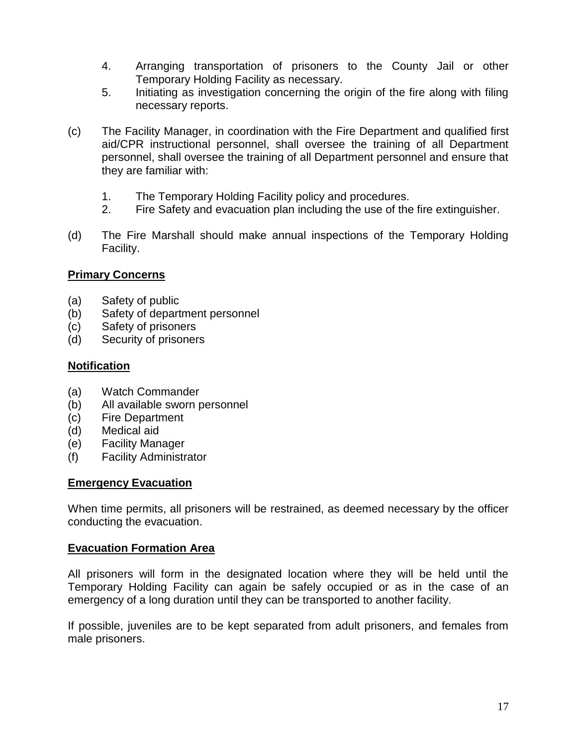4. Arranging transportation of prisoners to the County Jail or other Temporary Holding Facility as necessary.
5. Initiating as investigation concerning the origin of the fire along with filing necessary reports.

(c) The Facility Manager, in coordination with the Fire Department and qualified first aid/CPR instructional personnel, shall oversee the training of all Department personnel, shall oversee the training of all Department personnel and ensure that they are familiar with:

1. The Temporary Holding Facility policy and procedures.
2. Fire Safety and evacuation plan including the use of the fire extinguisher.

(d) The Fire Marshall should make annual inspections of the Temporary Holding Facility.

**<u>Primary Concerns</u>**

(a) Safety of public
(b) Safety of department personnel
(c) Safety of prisoners
(d) Security of prisoners

**<u>Notification</u>**

(a) Watch Commander
(b) All available sworn personnel
(c) Fire Department
(d) Medical aid
(e) Facility Manager
(f) Facility Administrator

**<u>Emergency Evacuation</u>**

When time permits, all prisoners will be restrained, as deemed necessary by the officer conducting the evacuation.

**<u>Evacuation Formation Area</u>**

All prisoners will form in the designated location where they will be held until the Temporary Holding Facility can again be safely occupied or as in the case of an emergency of a long duration until they can be transported to another facility.

If possible, juveniles are to be kept separated from adult prisoners, and females from male prisoners.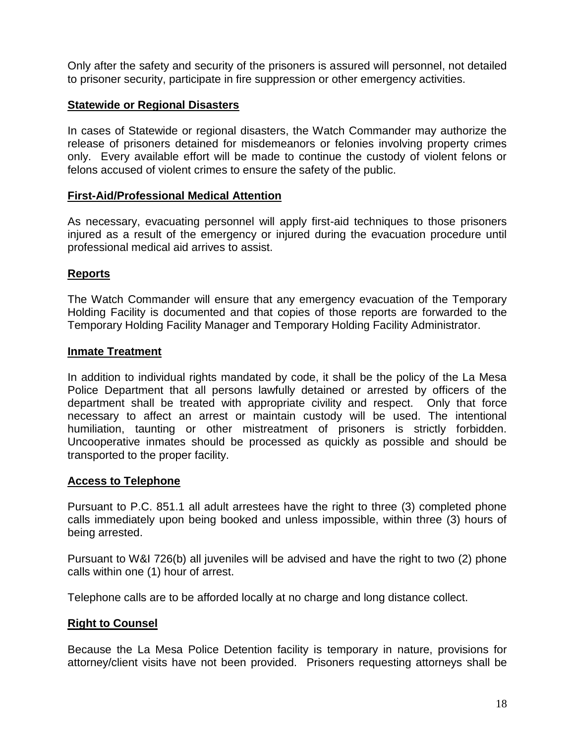Only after the safety and security of the prisoners is assured will personnel, not detailed to prisoner security, participate in fire suppression or other emergency activities.

**Statewide or Regional Disasters**

In cases of Statewide or regional disasters, the Watch Commander may authorize the release of prisoners detained for misdemeanors or felonies involving property crimes only. Every available effort will be made to continue the custody of violent felons or felons accused of violent crimes to ensure the safety of the public.

**First-Aid/Professional Medical Attention**

As necessary, evacuating personnel will apply first-aid techniques to those prisoners injured as a result of the emergency or injured during the evacuation procedure until professional medical aid arrives to assist.

**Reports**

The Watch Commander will ensure that any emergency evacuation of the Temporary Holding Facility is documented and that copies of those reports are forwarded to the Temporary Holding Facility Manager and Temporary Holding Facility Administrator.

**Inmate Treatment**

In addition to individual rights mandated by code, it shall be the policy of the La Mesa Police Department that all persons lawfully detained or arrested by officers of the department shall be treated with appropriate civility and respect. Only that force necessary to affect an arrest or maintain custody will be used. The intentional humiliation, taunting or other mistreatment of prisoners is strictly forbidden. Uncooperative inmates should be processed as quickly as possible and should be transported to the proper facility.

**Access to Telephone**

Pursuant to P.C. 851.1 all adult arrestees have the right to three (3) completed phone calls immediately upon being booked and unless impossible, within three (3) hours of being arrested.

Pursuant to W&I 726(b) all juveniles will be advised and have the right to two (2) phone calls within one (1) hour of arrest.

Telephone calls are to be afforded locally at no charge and long distance collect.

**Right to Counsel**

Because the La Mesa Police Detention facility is temporary in nature, provisions for attorney/client visits have not been provided. Prisoners requesting attorneys shall be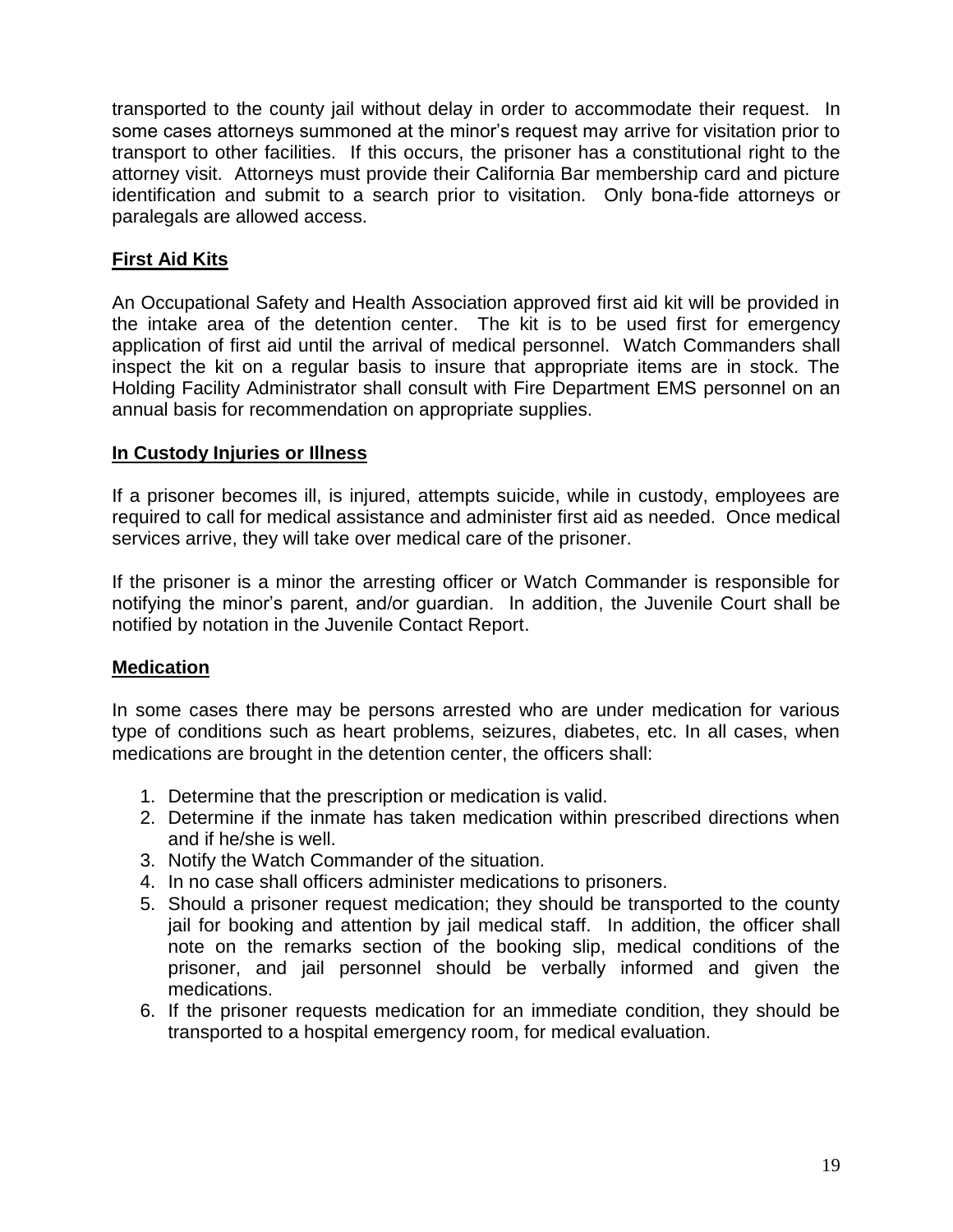transported to the county jail without delay in order to accommodate their request. In some cases attorneys summoned at the minor's request may arrive for visitation prior to transport to other facilities. If this occurs, the prisoner has a constitutional right to the attorney visit. Attorneys must provide their California Bar membership card and picture identification and submit to a search prior to visitation. Only bona-fide attorneys or paralegals are allowed access.

## First Aid Kits

An Occupational Safety and Health Association approved first aid kit will be provided in the intake area of the detention center. The kit is to be used first for emergency application of first aid until the arrival of medical personnel. Watch Commanders shall inspect the kit on a regular basis to insure that appropriate items are in stock. The Holding Facility Administrator shall consult with Fire Department EMS personnel on an annual basis for recommendation on appropriate supplies.

## In Custody Injuries or Illness

If a prisoner becomes ill, is injured, attempts suicide, while in custody, employees are required to call for medical assistance and administer first aid as needed. Once medical services arrive, they will take over medical care of the prisoner.

If the prisoner is a minor the arresting officer or Watch Commander is responsible for notifying the minor's parent, and/or guardian. In addition, the Juvenile Court shall be notified by notation in the Juvenile Contact Report.

## Medication

In some cases there may be persons arrested who are under medication for various type of conditions such as heart problems, seizures, diabetes, etc. In all cases, when medications are brought in the detention center, the officers shall:

1. Determine that the prescription or medication is valid.
2. Determine if the inmate has taken medication within prescribed directions when and if he/she is well.
3. Notify the Watch Commander of the situation.
4. In no case shall officers administer medications to prisoners.
5. Should a prisoner request medication; they should be transported to the county jail for booking and attention by jail medical staff. In addition, the officer shall note on the remarks section of the booking slip, medical conditions of the prisoner, and jail personnel should be verbally informed and given the medications.
6. If the prisoner requests medication for an immediate condition, they should be transported to a hospital emergency room, for medical evaluation.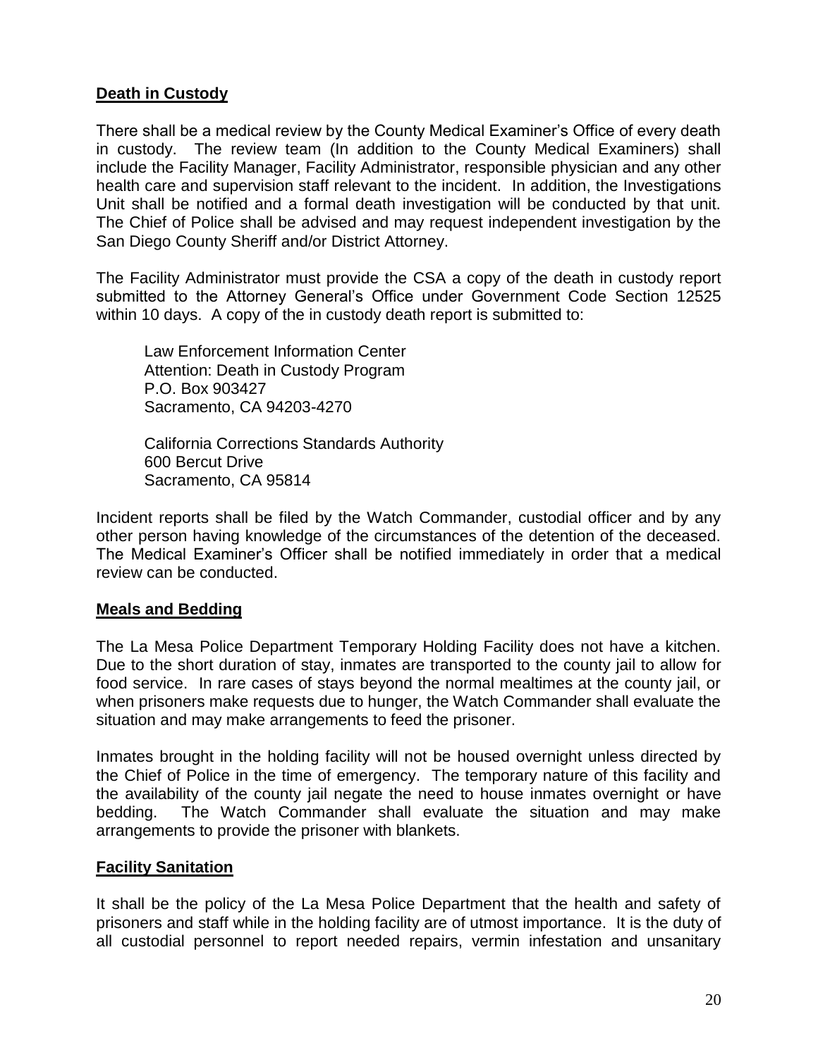**Death in Custody**

There shall be a medical review by the County Medical Examiner's Office of every death in custody. The review team (In addition to the County Medical Examiners) shall include the Facility Manager, Facility Administrator, responsible physician and any other health care and supervision staff relevant to the incident. In addition, the Investigations Unit shall be notified and a formal death investigation will be conducted by that unit. The Chief of Police shall be advised and may request independent investigation by the San Diego County Sheriff and/or District Attorney.

The Facility Administrator must provide the CSA a copy of the death in custody report submitted to the Attorney General's Office under Government Code Section 12525 within 10 days. A copy of the in custody death report is submitted to:

Law Enforcement Information Center
Attention: Death in Custody Program
P.O. Box 903427
Sacramento, CA 94203-4270

California Corrections Standards Authority
600 Bercut Drive
Sacramento, CA 95814

Incident reports shall be filed by the Watch Commander, custodial officer and by any other person having knowledge of the circumstances of the detention of the deceased. The Medical Examiner's Officer shall be notified immediately in order that a medical review can be conducted.

**Meals and Bedding**

The La Mesa Police Department Temporary Holding Facility does not have a kitchen. Due to the short duration of stay, inmates are transported to the county jail to allow for food service. In rare cases of stays beyond the normal mealtimes at the county jail, or when prisoners make requests due to hunger, the Watch Commander shall evaluate the situation and may make arrangements to feed the prisoner.

Inmates brought in the holding facility will not be housed overnight unless directed by the Chief of Police in the time of emergency. The temporary nature of this facility and the availability of the county jail negate the need to house inmates overnight or have bedding. The Watch Commander shall evaluate the situation and may make arrangements to provide the prisoner with blankets.

**Facility Sanitation**

It shall be the policy of the La Mesa Police Department that the health and safety of prisoners and staff while in the holding facility are of utmost importance. It is the duty of all custodial personnel to report needed repairs, vermin infestation and unsanitary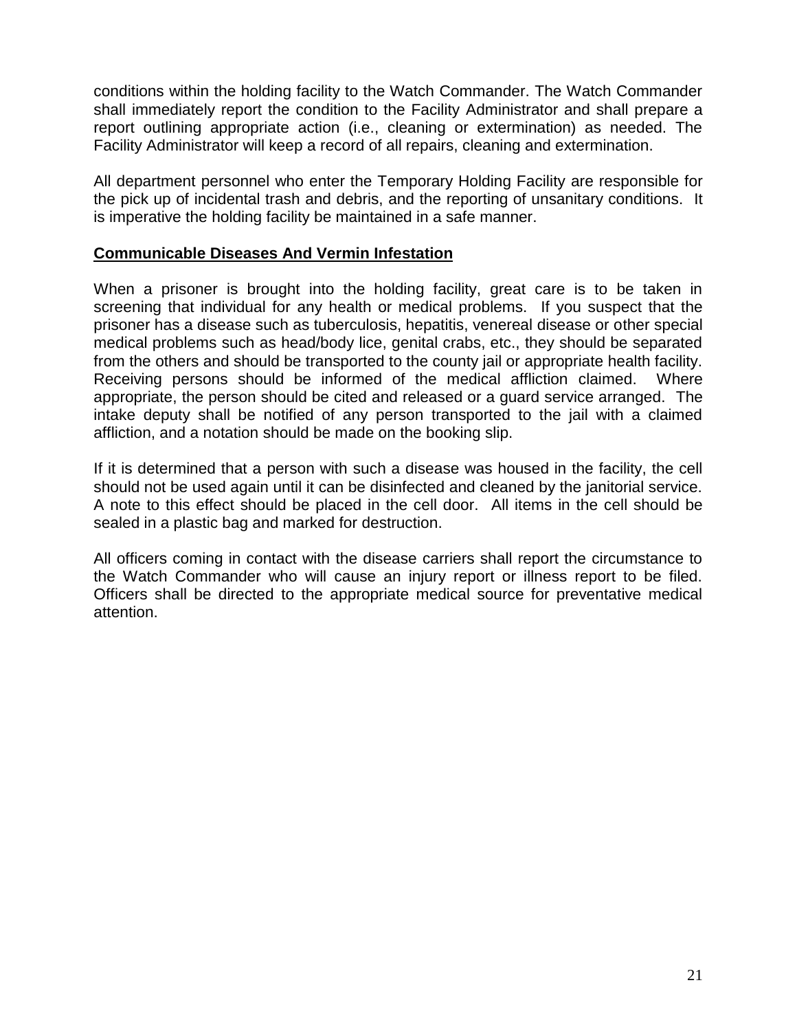conditions within the holding facility to the Watch Commander. The Watch Commander shall immediately report the condition to the Facility Administrator and shall prepare a report outlining appropriate action (i.e., cleaning or extermination) as needed. The Facility Administrator will keep a record of all repairs, cleaning and extermination.

All department personnel who enter the Temporary Holding Facility are responsible for the pick up of incidental trash and debris, and the reporting of unsanitary conditions. It is imperative the holding facility be maintained in a safe manner.

**Communicable Diseases And Vermin Infestation**

When a prisoner is brought into the holding facility, great care is to be taken in screening that individual for any health or medical problems. If you suspect that the prisoner has a disease such as tuberculosis, hepatitis, venereal disease or other special medical problems such as head/body lice, genital crabs, etc., they should be separated from the others and should be transported to the county jail or appropriate health facility. Receiving persons should be informed of the medical affliction claimed. Where appropriate, the person should be cited and released or a guard service arranged. The intake deputy shall be notified of any person transported to the jail with a claimed affliction, and a notation should be made on the booking slip.

If it is determined that a person with such a disease was housed in the facility, the cell should not be used again until it can be disinfected and cleaned by the janitorial service. A note to this effect should be placed in the cell door. All items in the cell should be sealed in a plastic bag and marked for destruction.

All officers coming in contact with the disease carriers shall report the circumstance to the Watch Commander who will cause an injury report or illness report to be filed. Officers shall be directed to the appropriate medical source for preventative medical attention.